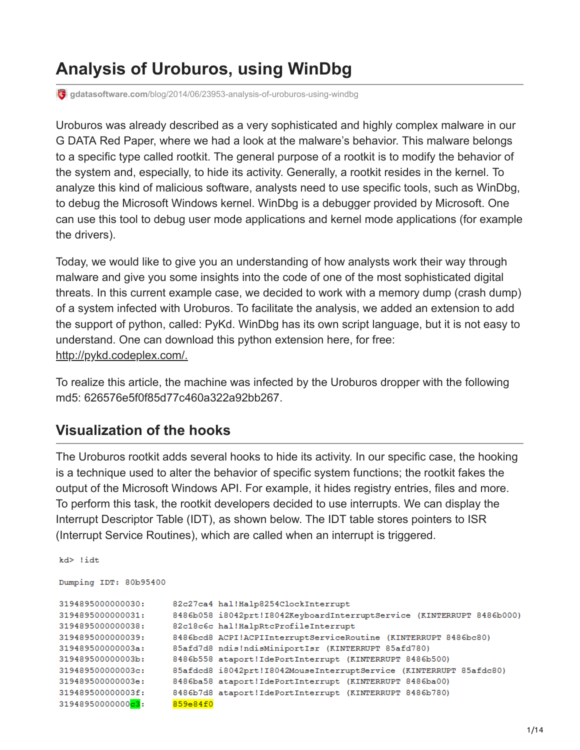# Analysis of Uroburos, using WinDbg

gdatasoftware.com/blog/2014/06/23953-analysis-of-uroburos-using-windbg

Uroburos was already described as a very sophisticated and highly complex malware in our G DATA Red Paper, where we had a look at the malware's behavior. This malware belongs to a specific type called rootkit. The general purpose of a rootkit is to modify the behavior of the system and, especially, to hide its activity. Generally, a rootkit resides in the kernel. To analyze this kind of malicious software, analysts need to use specific tools, such as WinDbg, to debug the Microsoft Windows kernel. WinDbg is a debugger provided by Microsoft. One can use this tool to debug user mode applications and kernel mode applications (for example the drivers).

Today, we would like to give you an understanding of how analysts work their way through malware and give you some insights into the code of one of the most sophisticated digital threats. In this current example case, we decided to work with a memory dump (crash dump) of a system infected with Uroburos. To facilitate the analysis, we added an extension to add the support of python, called: PyKd. WinDbg has its own script language, but it is not easy to understand. One can download this python extension here, for free: http://pykd.codeplex.com/.

To realize this article, the machine was infected by the Uroburos dropper with the following md5: 626576e5f0f85d77c460a322a92bb267.

## Visualization of the hooks

The Uroburos rootkit adds several hooks to hide its activity. In our specific case, the hooking is a technique used to alter the behavior of specific system functions; the rootkit fakes the output of the Microsoft Windows API. For example, it hides registry entries, files and more. To perform this task, the rootkit developers decided to use interrupts. We can display the Interrupt Descriptor Table (IDT), as shown below. The IDT table stores pointers to ISR (Interrupt Service Routines), which are called when an interrupt is triggered.

```
kd> !idt

Dumping IDT: 80b95400

3194895000000030:    82c27ca4 hal!Halp8254ClockInterrupt
3194895000000031:    8486b058 i8042prt!I8042KeyboardInterruptService (KINTERRUPT 8486b000)
3194895000000038:    82c18c6c hal!HalpRtcProfileInterrupt
3194895000000039:    8486bcd8 ACPI!ACPIInterruptServiceRoutine (KINTERRUPT 8486bc80)
319489500000003a:    85afd7d8 ndis!ndisMiniportIsr (KINTERRUPT 85afd780)
319489500000003b:    8486b558 ataport!IdePortInterrupt (KINTERRUPT 8486b500)
319489500000003c:    85afdcd8 i8042prt!I8042MouseInterruptService (KINTERRUPT 85afdc80)
319489500000003e:    8486ba58 ataport!IdePortInterrupt (KINTERRUPT 8486ba00)
319489500000003f:    8486b7d8 ataport!IdePortInterrupt (KINTERRUPT 8486b780)
31948950000000c3:    859e84f0
```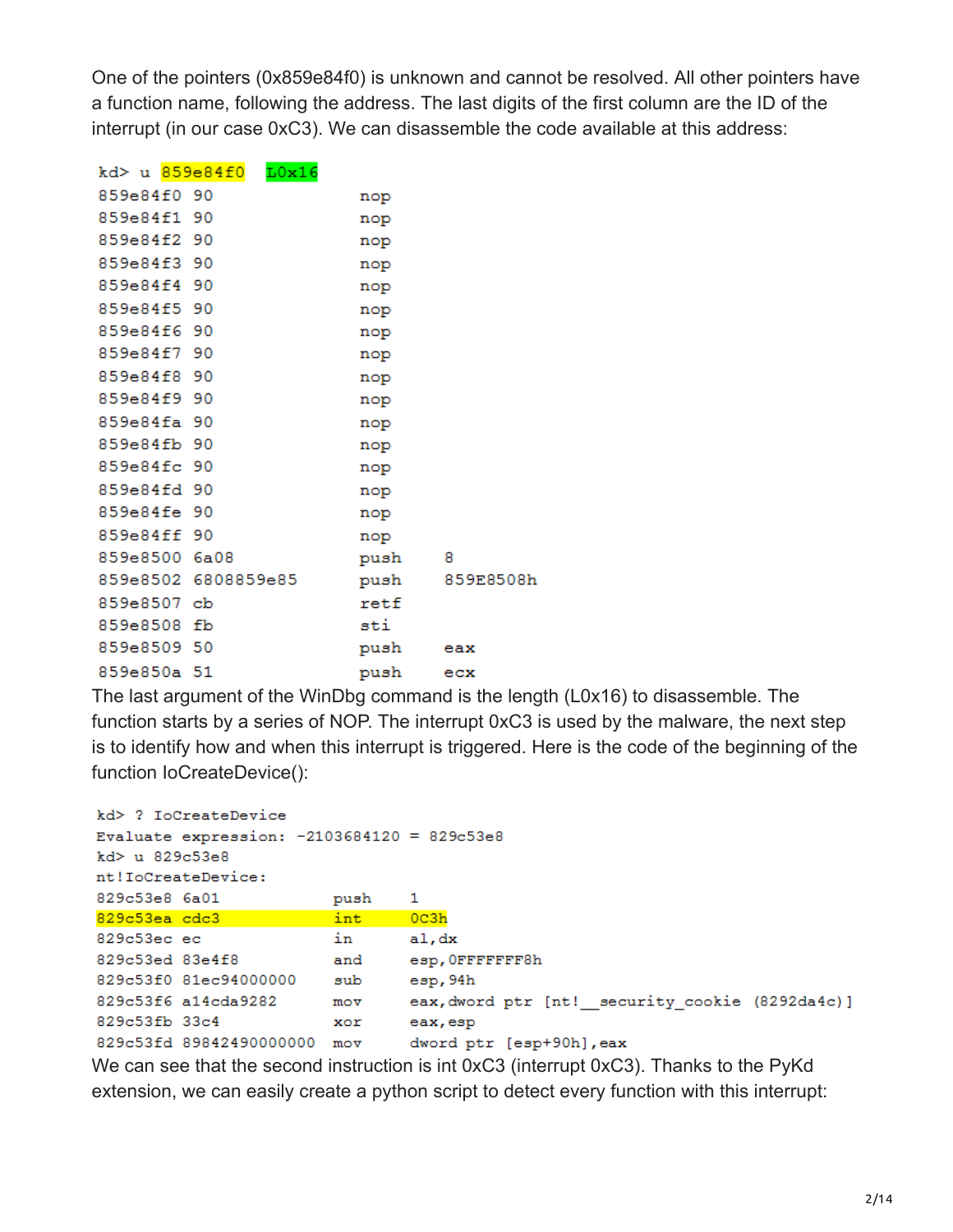One of the pointers (0x859e84f0) is unknown and cannot be resolved. All other pointers have a function name, following the address. The last digits of the first column are the ID of the interrupt (in our case 0xC3). We can disassemble the code available at this address:

```
kd> u 859e84f0  L0x16
859e84f0 90             nop
859e84f1 90             nop
859e84f2 90             nop
859e84f3 90             nop
859e84f4 90             nop
859e84f5 90             nop
859e84f6 90             nop
859e84f7 90             nop
859e84f8 90             nop
859e84f9 90             nop
859e84fa 90             nop
859e84fb 90             nop
859e84fc 90             nop
859e84fd 90             nop
859e84fe 90             nop
859e84ff 90             nop
859e8500 6a08           push    8
859e8502 6808859e85     push    859E8508h
859e8507 cb             retf
859e8508 fb             sti
859e8509 50             push    eax
859e850a 51             push    ecx
```

The last argument of the WinDbg command is the length (L0x16) to disassemble. The function starts by a series of NOP. The interrupt 0xC3 is used by the malware, the next step is to identify how and when this interrupt is triggered. Here is the code of the beginning of the function IoCreateDevice():

```
kd> ? IoCreateDevice
Evaluate expression: -2103684120 = 829c53e8
kd> u 829c53e8
nt!IoCreateDevice:
829c53e8 6a01           push    1
829c53ea cdc3           int     0C3h
829c53ec ec             in      al,dx
829c53ed 83e4f8         and     esp,0FFFFFFF8h
829c53f0 81ec94000000   sub     esp,94h
829c53f6 a14cda9282     mov     eax,dword ptr [nt!__security_cookie (8292da4c)]
829c53fb 33c4           xor     eax,esp
829c53fd 89842490000000 mov     dword ptr [esp+90h],eax
```

We can see that the second instruction is int 0xC3 (interrupt 0xC3). Thanks to the PyKd extension, we can easily create a python script to detect every function with this interrupt: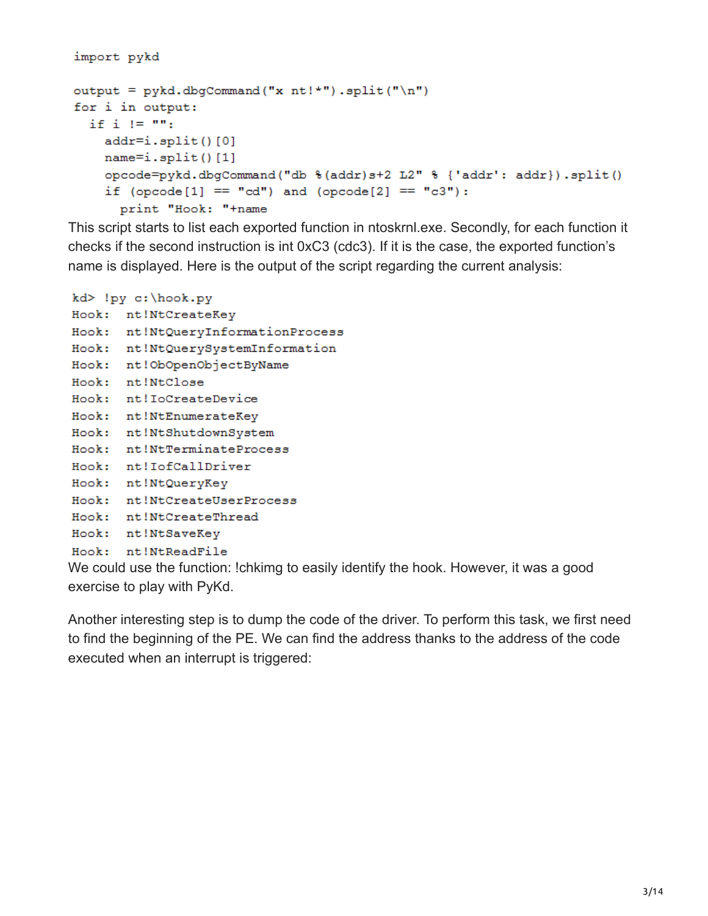```
import pykd

output = pykd.dbgCommand("x nt!*").split("\n")
for i in output:
  if i != "":
    addr=i.split()[0]
    name=i.split()[1]
    opcode=pykd.dbgCommand("db %(addr)s+2 L2" % {'addr': addr}).split()
    if (opcode[1] == "cd") and (opcode[2] == "c3"):
      print "Hook: "+name
```

This script starts to list each exported function in ntoskrnl.exe. Secondly, for each function it checks if the second instruction is int 0xC3 (cdc3). If it is the case, the exported function's name is displayed. Here is the output of the script regarding the current analysis:

```
kd> !py c:\hook.py
Hook:  nt!NtCreateKey
Hook:  nt!NtQueryInformationProcess
Hook:  nt!NtQuerySystemInformation
Hook:  nt!ObOpenObjectByName
Hook:  nt!NtClose
Hook:  nt!IoCreateDevice
Hook:  nt!NtEnumerateKey
Hook:  nt!NtShutdownSystem
Hook:  nt!NtTerminateProcess
Hook:  nt!IofCallDriver
Hook:  nt!NtQueryKey
Hook:  nt!NtCreateUserProcess
Hook:  nt!NtCreateThread
Hook:  nt!NtSaveKey
Hook:  nt!NtReadFile
```

We could use the function: !chkimg to easily identify the hook. However, it was a good exercise to play with PyKd.

Another interesting step is to dump the code of the driver. To perform this task, we first need to find the beginning of the PE. We can find the address thanks to the address of the code executed when an interrupt is triggered: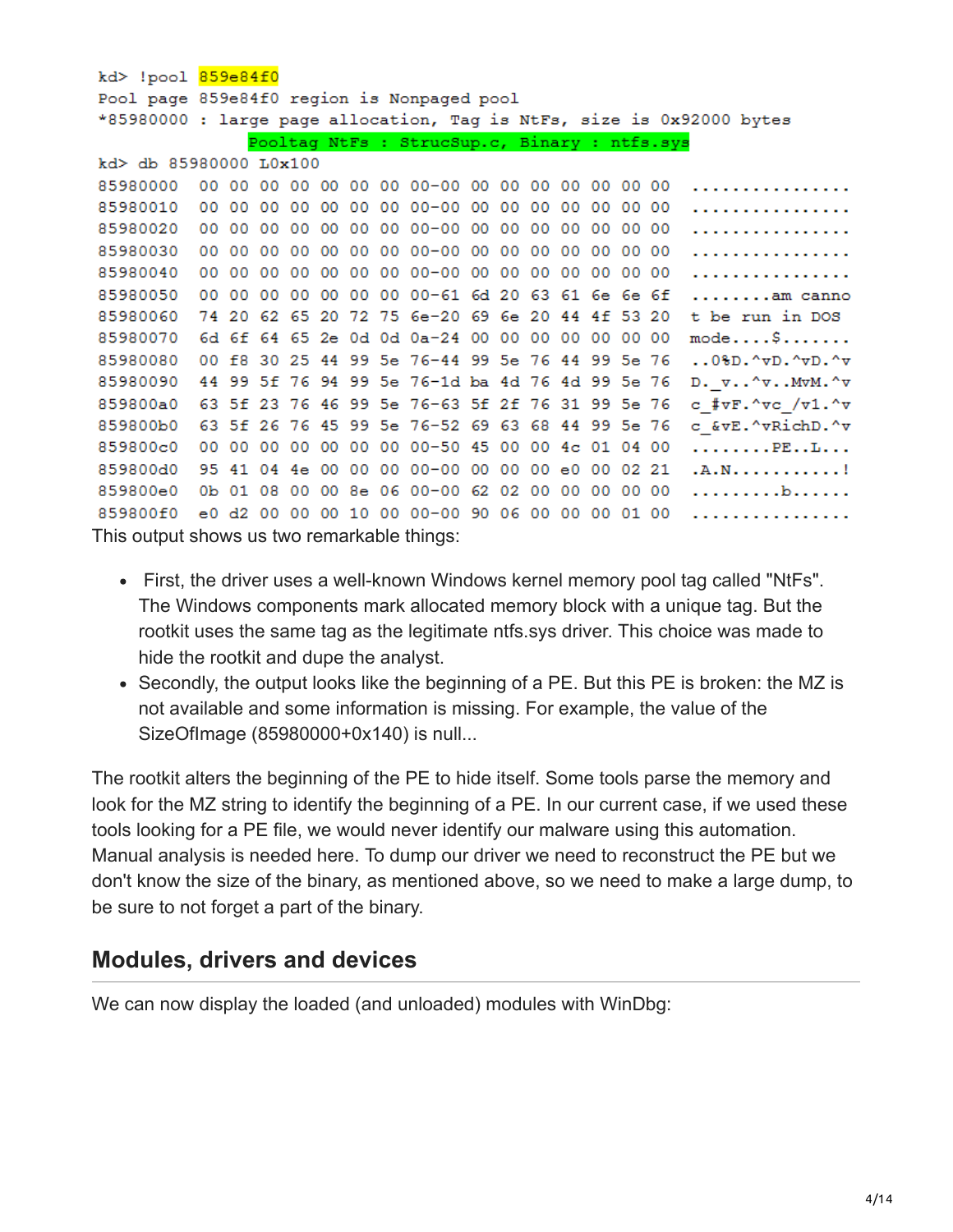```
kd> !pool 859e84f0
Pool page 859e84f0 region is Nonpaged pool
*85980000 : large page allocation, Tag is NtFs, size is 0x92000 bytes
            Pooltag NtFs : StrucSup.c, Binary : ntfs.sys
kd> db 85980000 L0x100
85980000  00 00 00 00 00 00 00 00-00 00 00 00 00 00 00 00  ................
85980010  00 00 00 00 00 00 00 00-00 00 00 00 00 00 00 00  ................
85980020  00 00 00 00 00 00 00 00-00 00 00 00 00 00 00 00  ................
85980030  00 00 00 00 00 00 00 00-00 00 00 00 00 00 00 00  ................
85980040  00 00 00 00 00 00 00 00-00 00 00 00 00 00 00 00  ................
85980050  00 00 00 00 00 00 00 00-61 6d 20 63 61 6e 6e 6f  ........am canno
85980060  74 20 62 65 20 72 75 6e-20 69 6e 20 44 4f 53 20  t be run in DOS
85980070  6d 6f 64 65 2e 0d 0d 0a-24 00 00 00 00 00 00 00  mode....$.......
85980080  00 f8 30 25 44 99 5e 76-44 99 5e 76 44 99 5e 76  ..0%D.^vD.^vD.^v
85980090  44 99 5f 76 94 99 5e 76-1d ba 4d 76 4d 99 5e 76  D._v..^v..MvM.^v
859800a0  63 5f 23 76 46 99 5e 76-63 5f 2f 76 31 99 5e 76  c_#vF.^vc_/v1.^v
859800b0  63 5f 26 76 45 99 5e 76-52 69 63 68 44 99 5e 76  c_&vE.^vRichD.^v
859800c0  00 00 00 00 00 00 00 00-50 45 00 00 4c 01 04 00  ........PE..L...
859800d0  95 41 04 4e 00 00 00 00-00 00 00 00 e0 00 02 21  .A.N...........!
859800e0  0b 01 08 00 00 8e 06 00-00 62 02 00 00 00 00 00  .........b......
859800f0  e0 d2 00 00 00 10 00 00-00 90 06 00 00 00 01 00  ................
```

This output shows us two remarkable things:

- First, the driver uses a well-known Windows kernel memory pool tag called "NtFs". The Windows components mark allocated memory block with a unique tag. But the rootkit uses the same tag as the legitimate ntfs.sys driver. This choice was made to hide the rootkit and dupe the analyst.
- Secondly, the output looks like the beginning of a PE. But this PE is broken: the MZ is not available and some information is missing. For example, the value of the SizeOfImage (85980000+0x140) is null...

The rootkit alters the beginning of the PE to hide itself. Some tools parse the memory and look for the MZ string to identify the beginning of a PE. In our current case, if we used these tools looking for a PE file, we would never identify our malware using this automation. Manual analysis is needed here. To dump our driver we need to reconstruct the PE but we don't know the size of the binary, as mentioned above, so we need to make a large dump, to be sure to not forget a part of the binary.

## Modules, drivers and devices

We can now display the loaded (and unloaded) modules with WinDbg: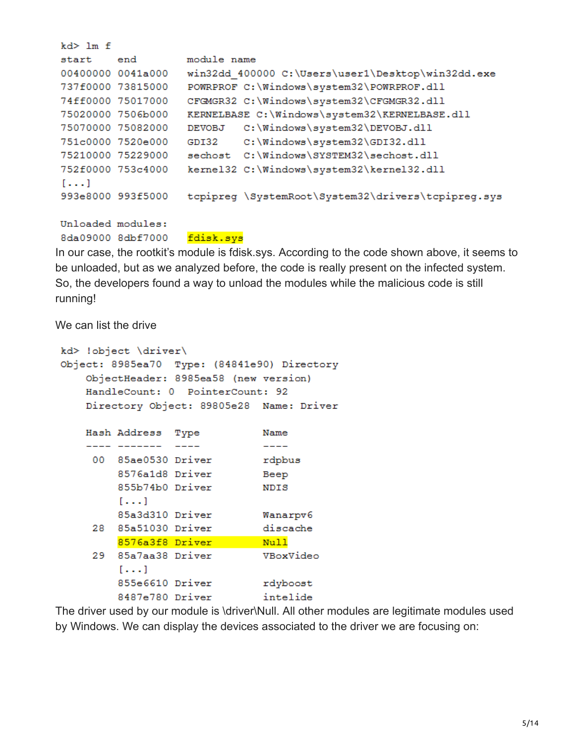```
kd> lm f
start    end        module name
00400000 0041a000   win32dd_400000 C:\Users\user1\Desktop\win32dd.exe
737f0000 73815000   POWRPROF C:\Windows\system32\POWRPROF.dll
74ff0000 75017000   CFGMGR32 C:\Windows\system32\CFGMGR32.dll
75020000 7506b000   KERNELBASE C:\Windows\system32\KERNELBASE.dll
75070000 75082000   DEVOBJ   C:\Windows\system32\DEVOBJ.dll
751c0000 7520e000   GDI32    C:\Windows\system32\GDI32.dll
75210000 75229000   sechost  C:\Windows\SYSTEM32\sechost.dll
752f0000 753c4000   kernel32 C:\Windows\system32\kernel32.dll
[...]
993e8000 993f5000   tcpipreg \SystemRoot\System32\drivers\tcpipreg.sys

Unloaded modules:
8da09000 8dbf7000   fdisk.sys
```

In our case, the rootkit's module is fdisk.sys. According to the code shown above, it seems to be unloaded, but as we analyzed before, the code is really present on the infected system. So, the developers found a way to unload the modules while the malicious code is still running!

We can list the drive

```
kd> !object \driver\
Object: 8985ea70  Type: (84841e90) Directory
    ObjectHeader: 8985ea58 (new version)
    HandleCount: 0  PointerCount: 92
    Directory Object: 89805e28  Name: Driver

    Hash Address  Type          Name
    ---- -------  ----          ----
     00  85ae0530 Driver        rdpbus
         8576a1d8 Driver        Beep
         855b74b0 Driver        NDIS
         [...]
         85a3d310 Driver        Wanarpv6
     28  85a51030 Driver        discache
         8576a3f8 Driver        Null
     29  85a7aa38 Driver        VBoxVideo
         [...]
         855e6610 Driver        rdyboost
         8487e780 Driver        intelide
```

The driver used by our module is \driver\Null. All other modules are legitimate modules used by Windows. We can display the devices associated to the driver we are focusing on: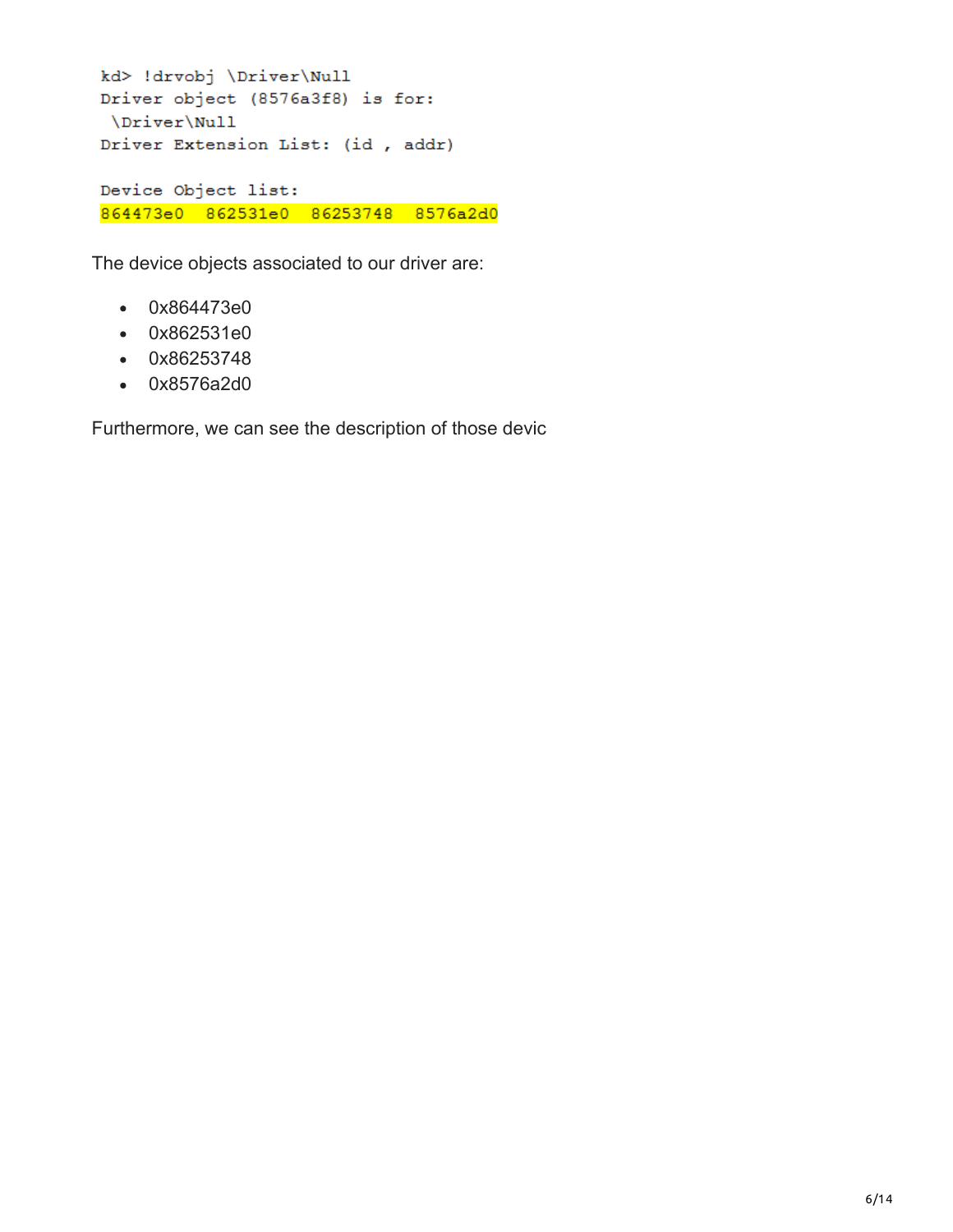```
kd> !drvobj \Driver\Null
Driver object (8576a3f8) is for:
 \Driver\Null
Driver Extension List: (id , addr)

Device Object list:
864473e0  862531e0  86253748  8576a2d0
```

The device objects associated to our driver are:

- 0x864473e0
- 0x862531e0
- 0x86253748
- 0x8576a2d0

Furthermore, we can see the description of those devic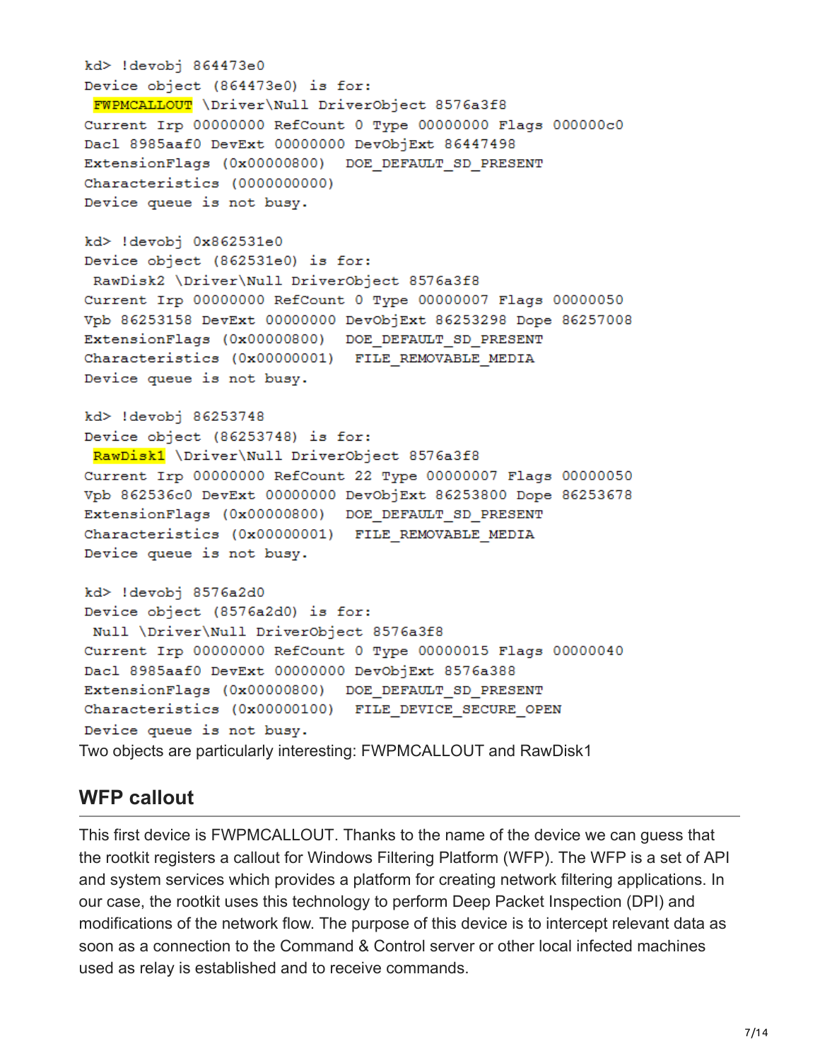```
kd> !devobj 864473e0
Device object (864473e0) is for:
 FWPMCALLOUT \Driver\Null DriverObject 8576a3f8
Current Irp 00000000 RefCount 0 Type 00000000 Flags 000000c0
Dacl 8985aaf0 DevExt 00000000 DevObjExt 86447498
ExtensionFlags (0x00000800)  DOE_DEFAULT_SD_PRESENT
Characteristics (0000000000)
Device queue is not busy.

kd> !devobj 0x862531e0
Device object (862531e0) is for:
 RawDisk2 \Driver\Null DriverObject 8576a3f8
Current Irp 00000000 RefCount 0 Type 00000007 Flags 00000050
Vpb 86253158 DevExt 00000000 DevObjExt 86253298 Dope 86257008
ExtensionFlags (0x00000800)  DOE_DEFAULT_SD_PRESENT
Characteristics (0x00000001)  FILE_REMOVABLE_MEDIA
Device queue is not busy.

kd> !devobj 86253748
Device object (86253748) is for:
 RawDisk1 \Driver\Null DriverObject 8576a3f8
Current Irp 00000000 RefCount 22 Type 00000007 Flags 00000050
Vpb 862536c0 DevExt 00000000 DevObjExt 86253800 Dope 86253678
ExtensionFlags (0x00000800)  DOE_DEFAULT_SD_PRESENT
Characteristics (0x00000001)  FILE_REMOVABLE_MEDIA
Device queue is not busy.

kd> !devobj 8576a2d0
Device object (8576a2d0) is for:
 Null \Driver\Null DriverObject 8576a3f8
Current Irp 00000000 RefCount 0 Type 00000015 Flags 00000040
Dacl 8985aaf0 DevExt 00000000 DevObjExt 8576a388
ExtensionFlags (0x00000800)  DOE_DEFAULT_SD_PRESENT
Characteristics (0x00000100)  FILE_DEVICE_SECURE_OPEN
Device queue is not busy.
```

Two objects are particularly interesting: FWPMCALLOUT and RawDisk1

## WFP callout

This first device is FWPMCALLOUT. Thanks to the name of the device we can guess that the rootkit registers a callout for Windows Filtering Platform (WFP). The WFP is a set of API and system services which provides a platform for creating network filtering applications. In our case, the rootkit uses this technology to perform Deep Packet Inspection (DPI) and modifications of the network flow. The purpose of this device is to intercept relevant data as soon as a connection to the Command & Control server or other local infected machines used as relay is established and to receive commands.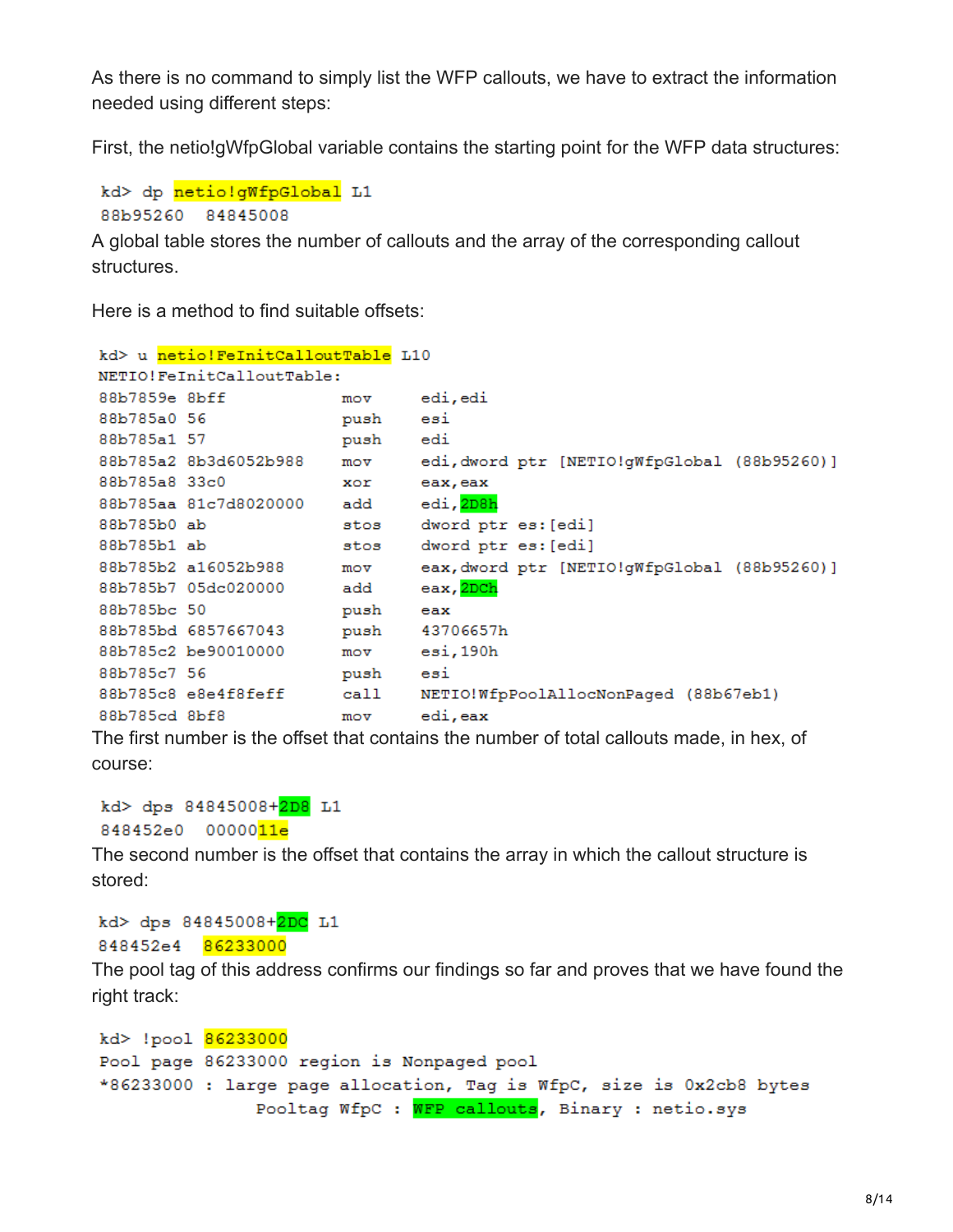As there is no command to simply list the WFP callouts, we have to extract the information needed using different steps:

First, the netio!gWfpGlobal variable contains the starting point for the WFP data structures:

```
kd> dp netio!gWfpGlobal L1
88b95260  84845008
```

A global table stores the number of callouts and the array of the corresponding callout structures.

Here is a method to find suitable offsets:

```
kd> u netio!FeInitCalloutTable L10
NETIO!FeInitCalloutTable:
88b7859e 8bff            mov     edi,edi
88b785a0 56              push    esi
88b785a1 57              push    edi
88b785a2 8b3d6052b988    mov     edi,dword ptr [NETIO!gWfpGlobal (88b95260)]
88b785a8 33c0            xor     eax,eax
88b785aa 81c7d8020000    add     edi,2D8h
88b785b0 ab              stos    dword ptr es:[edi]
88b785b1 ab              stos    dword ptr es:[edi]
88b785b2 a16052b988      mov     eax,dword ptr [NETIO!gWfpGlobal (88b95260)]
88b785b7 05dc020000      add     eax,2DCh
88b785bc 50              push    eax
88b785bd 6857667043      push    43706657h
88b785c2 be90010000      mov     esi,190h
88b785c7 56              push    esi
88b785c8 e8e4f8feff      call    NETIO!WfpPoolAllocNonPaged (88b67eb1)
88b785cd 8bf8            mov     edi,eax
```

The first number is the offset that contains the number of total callouts made, in hex, of course:

```
kd> dps 84845008+2D8 L1
848452e0  0000011e
```

The second number is the offset that contains the array in which the callout structure is stored:

```
kd> dps 84845008+2DC L1
848452e4  86233000
```

The pool tag of this address confirms our findings so far and proves that we have found the right track:

```
kd> !pool 86233000
Pool page 86233000 region is Nonpaged pool
*86233000 : large page allocation, Tag is WfpC, size is 0x2cb8 bytes
                Pooltag WfpC : WFP callouts, Binary : netio.sys
```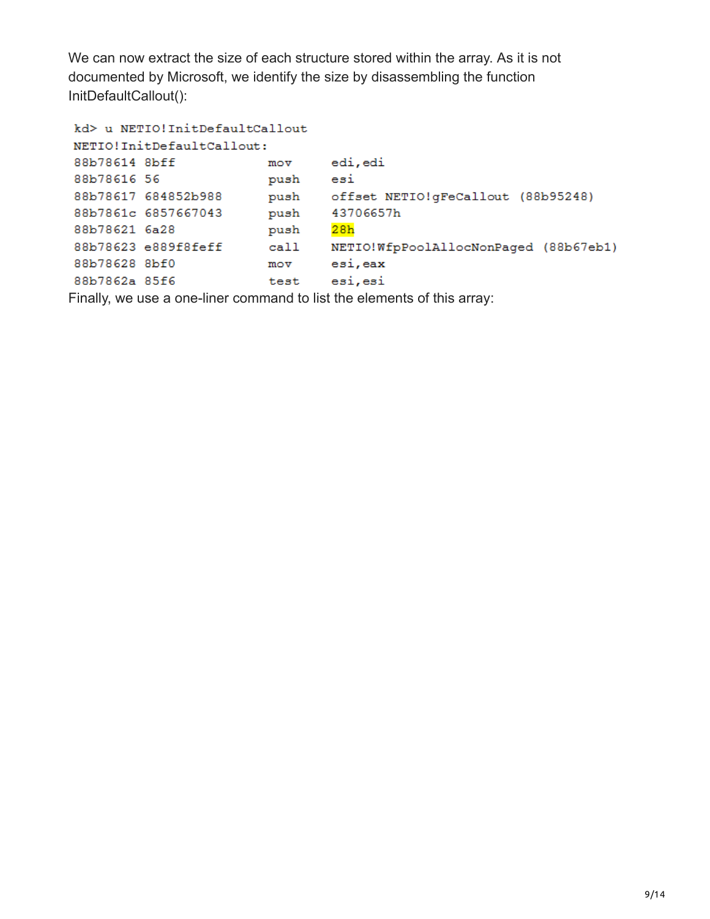We can now extract the size of each structure stored within the array. As it is not documented by Microsoft, we identify the size by disassembling the function InitDefaultCallout():

```
kd> u NETIO!InitDefaultCallout
NETIO!InitDefaultCallout:
88b78614 8bff            mov     edi,edi
88b78616 56              push    esi
88b78617 684852b988      push    offset NETIO!gFeCallout (88b95248)
88b7861c 6857667043      push    43706657h
88b78621 6a28            push    28h
88b78623 e889f8feff      call    NETIO!WfpPoolAllocNonPaged (88b67eb1)
88b78628 8bf0            mov     esi,eax
88b7862a 85f6            test    esi,esi
```

Finally, we use a one-liner command to list the elements of this array: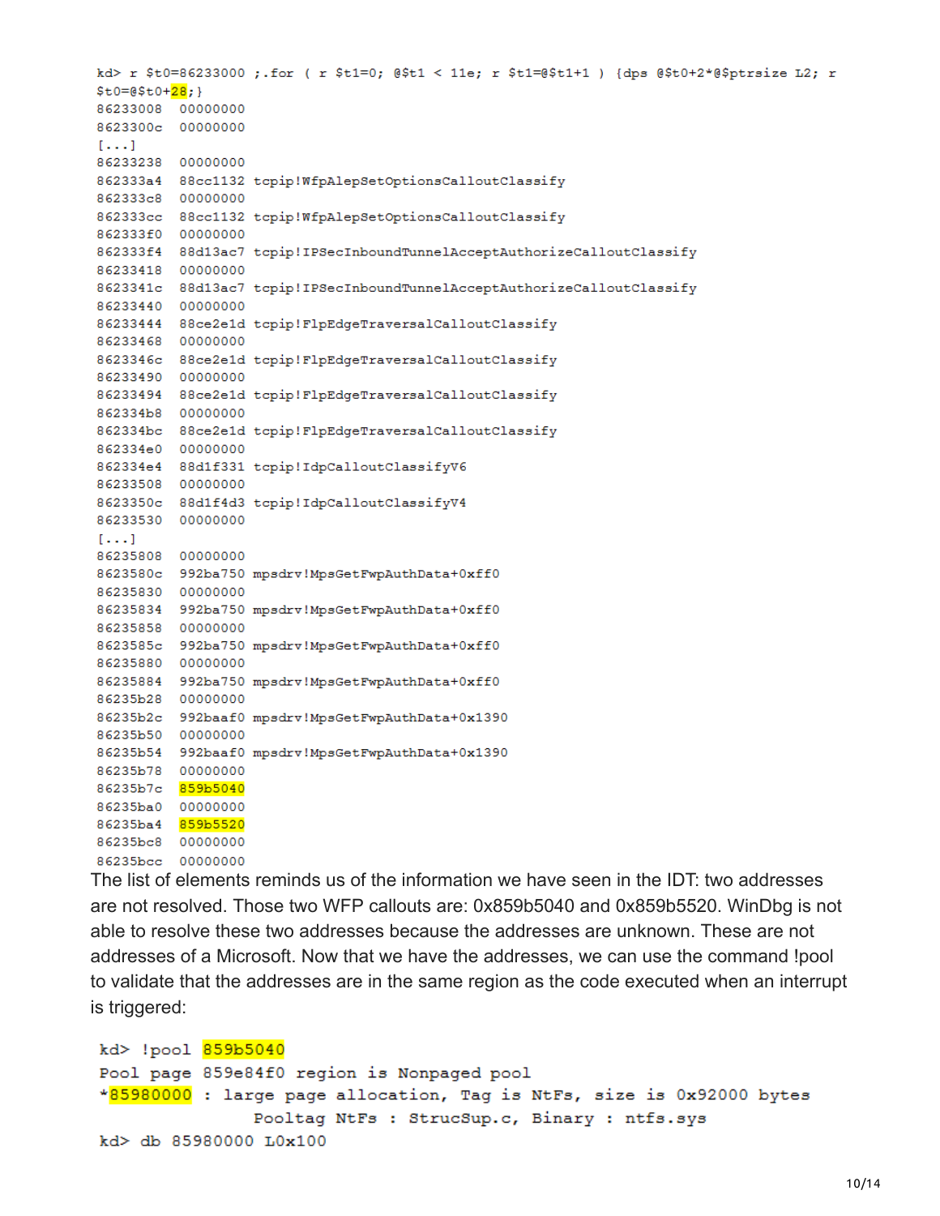```
kd> r $t0=86233000 ;.for ( r $t1=0; @$t1 < 11e; r $t1=@$t1+1 ) {dps @$t0+2*@$ptrsize L2; r
$t0=@$t0+28;}
86233008  00000000
8623300c  00000000
[...]
86233238  00000000
862333a4  88cc1132 tcpip!WfpAlepSetOptionsCalloutClassify
862333c8  00000000
862333cc  88cc1132 tcpip!WfpAlepSetOptionsCalloutClassify
862333f0  00000000
862333f4  88d13ac7 tcpip!IPSecInboundTunnelAcceptAuthorizeCalloutClassify
86233418  00000000
8623341c  88d13ac7 tcpip!IPSecInboundTunnelAcceptAuthorizeCalloutClassify
86233440  00000000
86233444  88ce2e1d tcpip!FlpEdgeTraversalCalloutClassify
86233468  00000000
8623346c  88ce2e1d tcpip!FlpEdgeTraversalCalloutClassify
86233490  00000000
86233494  88ce2e1d tcpip!FlpEdgeTraversalCalloutClassify
862334b8  00000000
862334bc  88ce2e1d tcpip!FlpEdgeTraversalCalloutClassify
862334e0  00000000
862334e4  88d1f331 tcpip!IdpCalloutClassifyV6
86233508  00000000
8623350c  88d1f4d3 tcpip!IdpCalloutClassifyV4
86233530  00000000
[...]
86235808  00000000
8623580c  992ba750 mpsdrv!MpsGetFwpAuthData+0xff0
86235830  00000000
86235834  992ba750 mpsdrv!MpsGetFwpAuthData+0xff0
86235858  00000000
8623585c  992ba750 mpsdrv!MpsGetFwpAuthData+0xff0
86235880  00000000
86235884  992ba750 mpsdrv!MpsGetFwpAuthData+0xff0
86235b28  00000000
86235b2c  992baaf0 mpsdrv!MpsGetFwpAuthData+0x1390
86235b50  00000000
86235b54  992baaf0 mpsdrv!MpsGetFwpAuthData+0x1390
86235b78  00000000
86235b7c  859b5040
86235ba0  00000000
86235ba4  859b5520
86235bc8  00000000
86235bcc  00000000
```

The list of elements reminds us of the information we have seen in the IDT: two addresses are not resolved. Those two WFP callouts are: 0x859b5040 and 0x859b5520. WinDbg is not able to resolve these two addresses because the addresses are unknown. These are not addresses of a Microsoft. Now that we have the addresses, we can use the command !pool to validate that the addresses are in the same region as the code executed when an interrupt is triggered:

```
kd> !pool 859b5040
Pool page 859e84f0 region is Nonpaged pool
*85980000 : large page allocation, Tag is NtFs, size is 0x92000 bytes
                Pooltag NtFs : StrucSup.c, Binary : ntfs.sys
kd> db 85980000 L0x100
```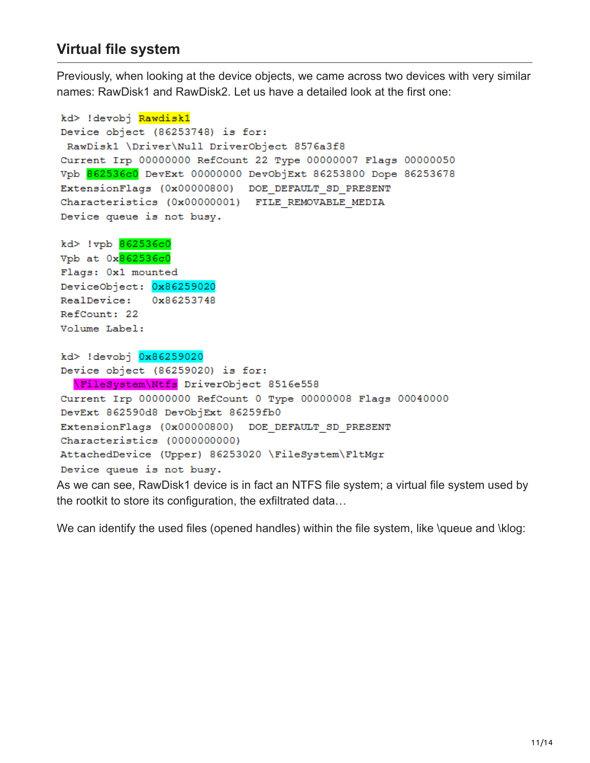## Virtual file system

Previously, when looking at the device objects, we came across two devices with very similar names: RawDisk1 and RawDisk2. Let us have a detailed look at the first one:

```
kd> !devobj Rawdisk1
Device object (86253748) is for:
 RawDisk1 \Driver\Null DriverObject 8576a3f8
Current Irp 00000000 RefCount 22 Type 00000007 Flags 00000050
Vpb 862536c0 DevExt 00000000 DevObjExt 86253800 Dope 86253678
ExtensionFlags (0x00000800)  DOE_DEFAULT_SD_PRESENT
Characteristics (0x00000001)  FILE_REMOVABLE_MEDIA
Device queue is not busy.

kd> !vpb 862536c0
Vpb at 0x862536c0
Flags: 0x1 mounted
DeviceObject: 0x86259020
RealDevice:   0x86253748
RefCount: 22
Volume Label:

kd> !devobj 0x86259020
Device object (86259020) is for:
  \FileSystem\Ntfs DriverObject 8516e558
Current Irp 00000000 RefCount 0 Type 00000008 Flags 00040000
DevExt 862590d8 DevObjExt 86259fb0
ExtensionFlags (0x00000800)  DOE_DEFAULT_SD_PRESENT
Characteristics (0000000000)
AttachedDevice (Upper) 86253020 \FileSystem\FltMgr
Device queue is not busy.
```

As we can see, RawDisk1 device is in fact an NTFS file system; a virtual file system used by the rootkit to store its configuration, the exfiltrated data…

We can identify the used files (opened handles) within the file system, like \queue and \klog: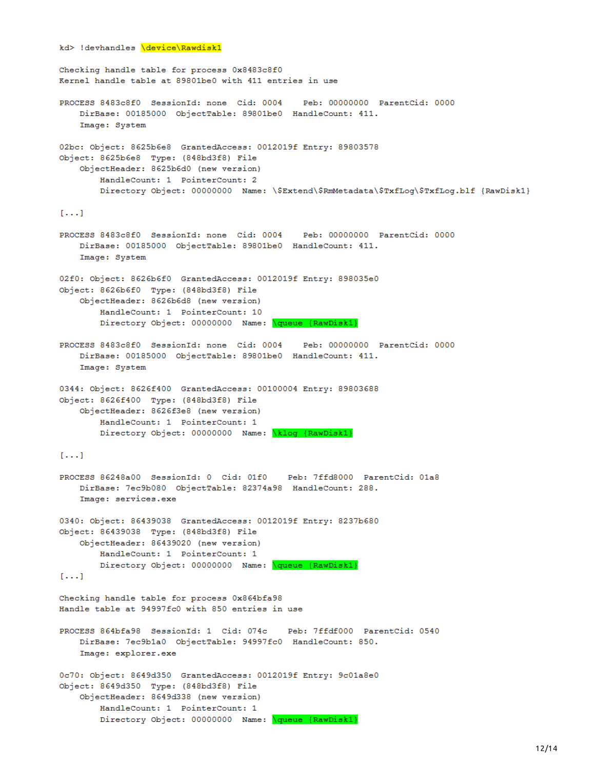```
kd> !devhandles \device\Rawdisk1

Checking handle table for process 0x8483c8f0
Kernel handle table at 89801be0 with 411 entries in use

PROCESS 8483c8f0  SessionId: none  Cid: 0004    Peb: 00000000  ParentCid: 0000
    DirBase: 00185000  ObjectTable: 89801be0  HandleCount: 411.
    Image: System

02bc: Object: 8625b6e8  GrantedAccess: 0012019f Entry: 89803578
Object: 8625b6e8  Type: (848bd3f8) File
    ObjectHeader: 8625b6d0 (new version)
        HandleCount: 1  PointerCount: 2
        Directory Object: 00000000  Name: \$Extend\$RmMetadata\$TxfLog\$TxfLog.blf {RawDisk1}

[...]

PROCESS 8483c8f0  SessionId: none  Cid: 0004    Peb: 00000000  ParentCid: 0000
    DirBase: 00185000  ObjectTable: 89801be0  HandleCount: 411.
    Image: System

02f0: Object: 8626b6f0  GrantedAccess: 0012019f Entry: 898035e0
Object: 8626b6f0  Type: (848bd3f8) File
    ObjectHeader: 8626b6d8 (new version)
        HandleCount: 1  PointerCount: 10
        Directory Object: 00000000  Name: \queue {RawDisk1}

PROCESS 8483c8f0  SessionId: none  Cid: 0004    Peb: 00000000  ParentCid: 0000
    DirBase: 00185000  ObjectTable: 89801be0  HandleCount: 411.
    Image: System

0344: Object: 8626f400  GrantedAccess: 00100004 Entry: 89803688
Object: 8626f400  Type: (848bd3f8) File
    ObjectHeader: 8626f3e8 (new version)
        HandleCount: 1  PointerCount: 1
        Directory Object: 00000000  Name: \klog {RawDisk1}

[...]

PROCESS 86248a00  SessionId: 0  Cid: 01f0    Peb: 7ffd8000  ParentCid: 01a8
    DirBase: 7ec9b080  ObjectTable: 82374a98  HandleCount: 288.
    Image: services.exe

0340: Object: 86439038  GrantedAccess: 0012019f Entry: 8237b680
Object: 86439038  Type: (848bd3f8) File
    ObjectHeader: 86439020 (new version)
        HandleCount: 1  PointerCount: 1
        Directory Object: 00000000  Name: \queue {RawDisk1}
[...]

Checking handle table for process 0x864bfa98
Handle table at 94997fc0 with 850 entries in use

PROCESS 864bfa98  SessionId: 1  Cid: 074c    Peb: 7ffdf000  ParentCid: 0540
    DirBase: 7ec9b1a0  ObjectTable: 94997fc0  HandleCount: 850.
    Image: explorer.exe

0c70: Object: 8649d350  GrantedAccess: 0012019f Entry: 9c01a8e0
Object: 8649d350  Type: (848bd3f8) File
    ObjectHeader: 8649d338 (new version)
        HandleCount: 1  PointerCount: 1
        Directory Object: 00000000  Name: \queue {RawDisk1}
```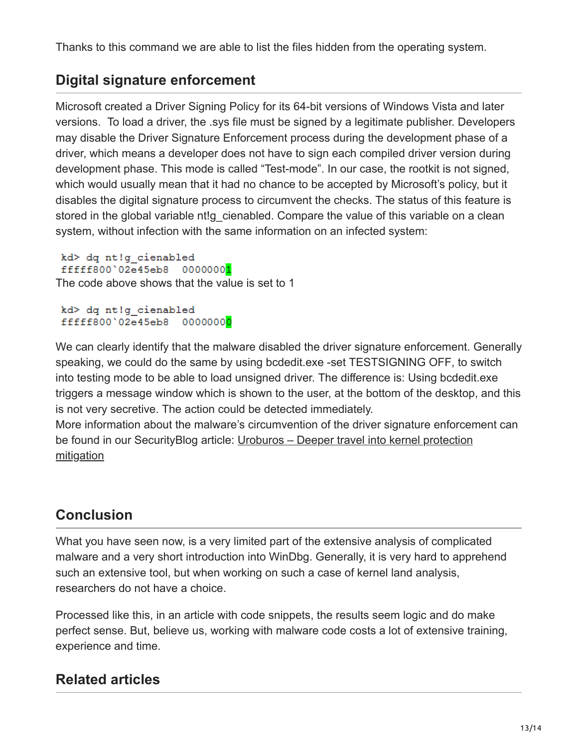Thanks to this command we are able to list the files hidden from the operating system.

## Digital signature enforcement

Microsoft created a Driver Signing Policy for its 64-bit versions of Windows Vista and later versions. To load a driver, the .sys file must be signed by a legitimate publisher. Developers may disable the Driver Signature Enforcement process during the development phase of a driver, which means a developer does not have to sign each compiled driver version during development phase. This mode is called "Test-mode". In our case, the rootkit is not signed, which would usually mean that it had no chance to be accepted by Microsoft's policy, but it disables the digital signature process to circumvent the checks. The status of this feature is stored in the global variable nt!g_cienabled. Compare the value of this variable on a clean system, without infection with the same information on an infected system:

```
kd> dq nt!g_cienabled
fffff800`02e45eb8  00000001
```

The code above shows that the value is set to 1

```
kd> dq nt!g_cienabled
fffff800`02e45eb8  00000000
```

We can clearly identify that the malware disabled the driver signature enforcement. Generally speaking, we could do the same by using bcdedit.exe -set TESTSIGNING OFF, to switch into testing mode to be able to load unsigned driver. The difference is: Using bcdedit.exe triggers a message window which is shown to the user, at the bottom of the desktop, and this is not very secretive. The action could be detected immediately.
More information about the malware's circumvention of the driver signature enforcement can be found in our SecurityBlog article: Uroburos – Deeper travel into kernel protection mitigation

## Conclusion

What you have seen now, is a very limited part of the extensive analysis of complicated malware and a very short introduction into WinDbg. Generally, it is very hard to apprehend such an extensive tool, but when working on such a case of kernel land analysis, researchers do not have a choice.

Processed like this, in an article with code snippets, the results seem logic and do make perfect sense. But, believe us, working with malware code costs a lot of extensive training, experience and time.

## Related articles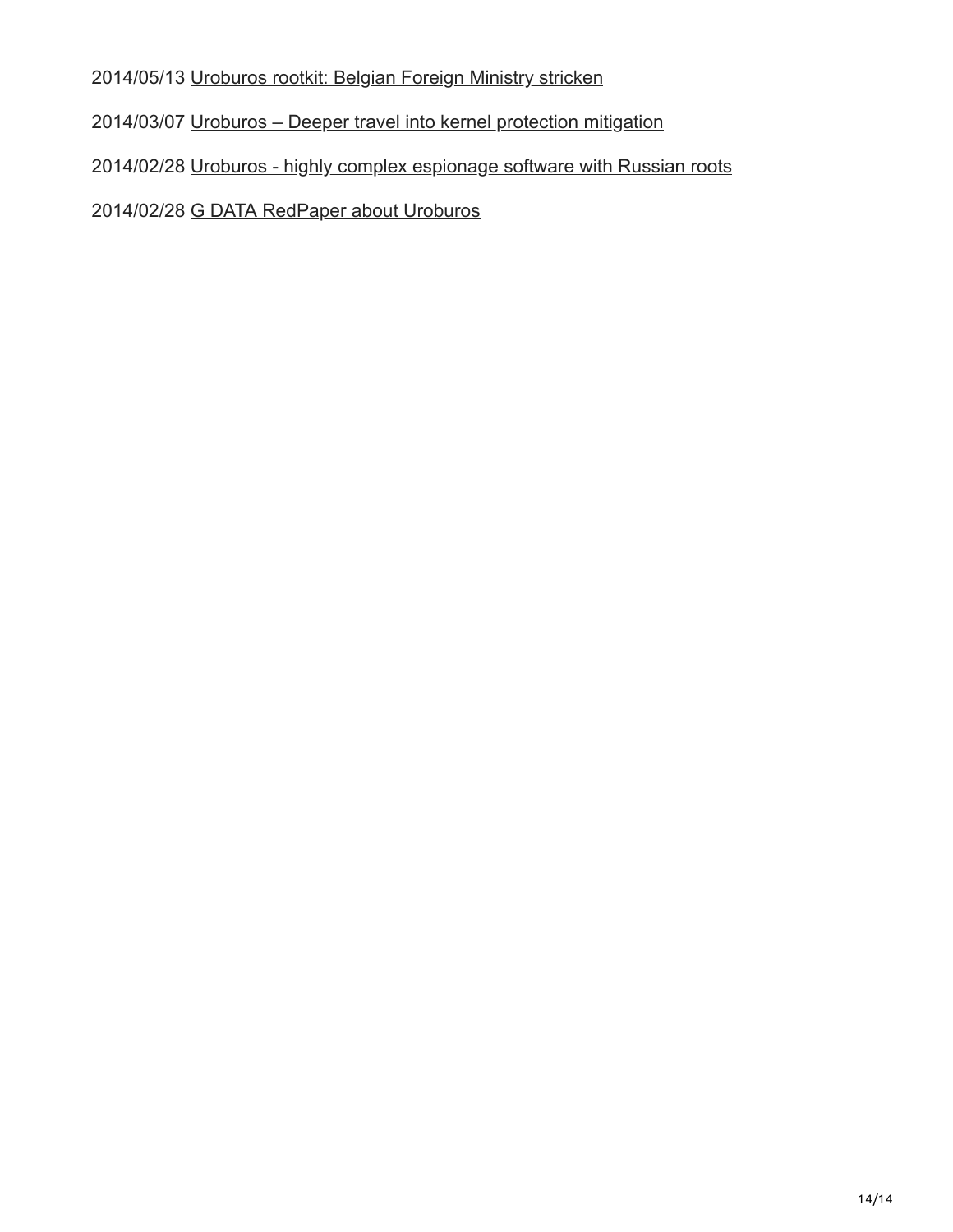2014/05/13 Uroburos rootkit: Belgian Foreign Ministry stricken

2014/03/07 Uroburos – Deeper travel into kernel protection mitigation

2014/02/28 Uroburos - highly complex espionage software with Russian roots

2014/02/28 G DATA RedPaper about Uroburos